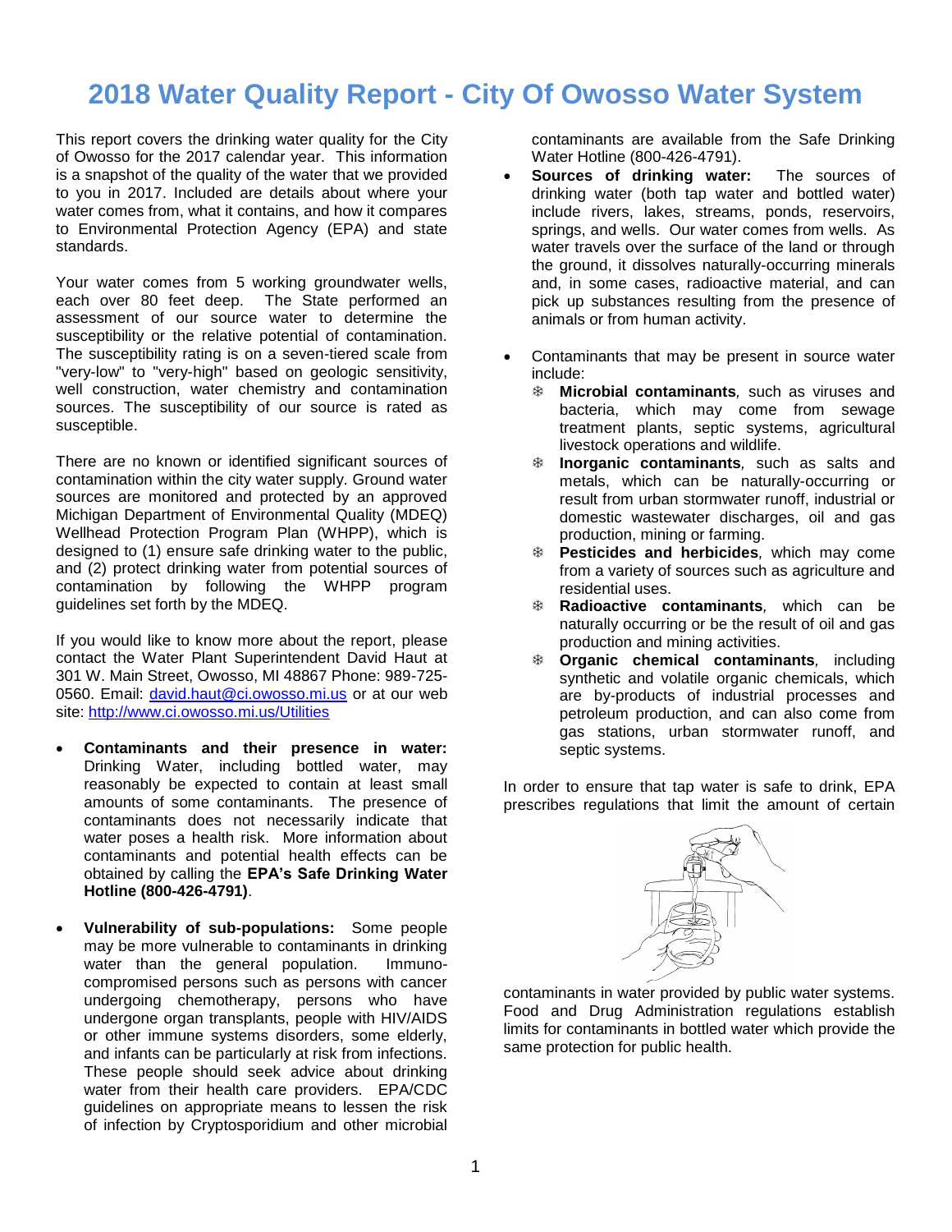# 2018 Water Quality Report - City Of Owosso Water System

This report covers the drinking water quality for the City of Owosso for the 2017 calendar year. This information is a snapshot of the quality of the water that we provided to you in 2017. Included are details about where your water comes from, what it contains, and how it compares to Environmental Protection Agency (EPA) and state standards.

Your water comes from 5 working groundwater wells, each over 80 feet deep. The State performed an assessment of our source water to determine the susceptibility or the relative potential of contamination. The susceptibility rating is on a seven-tiered scale from "very-low" to "very-high" based on geologic sensitivity, well construction, water chemistry and contamination sources. The susceptibility of our source is rated as susceptible.

There are no known or identified significant sources of contamination within the city water supply. Ground water sources are monitored and protected by an approved Michigan Department of Environmental Quality (MDEQ) Wellhead Protection Program Plan (WHPP), which is designed to (1) ensure safe drinking water to the public, and (2) protect drinking water from potential sources of contamination by following the WHPP program guidelines set forth by the MDEQ.

If you would like to know more about the report, please contact the Water Plant Superintendent David Haut at 301 W. Main Street, Owosso, MI 48867 Phone: 989-725-0560. Email: david.haut@ci.owosso.mi.us or at our web site: http://www.ci.owosso.mi.us/Utilities

- **Contaminants and their presence in water:** Drinking Water, including bottled water, may reasonably be expected to contain at least small amounts of some contaminants. The presence of contaminants does not necessarily indicate that water poses a health risk. More information about contaminants and potential health effects can be obtained by calling the **EPA's Safe Drinking Water Hotline (800-426-4791)**.

- **Vulnerability of sub-populations:** Some people may be more vulnerable to contaminants in drinking water than the general population. Immuno-compromised persons such as persons with cancer undergoing chemotherapy, persons who have undergone organ transplants, people with HIV/AIDS or other immune systems disorders, some elderly, and infants can be particularly at risk from infections. These people should seek advice about drinking water from their health care providers. EPA/CDC guidelines on appropriate means to lessen the risk of infection by Cryptosporidium and other microbial contaminants are available from the Safe Drinking Water Hotline (800-426-4791).

- **Sources of drinking water:** The sources of drinking water (both tap water and bottled water) include rivers, lakes, streams, ponds, reservoirs, springs, and wells. Our water comes from wells. As water travels over the surface of the land or through the ground, it dissolves naturally-occurring minerals and, in some cases, radioactive material, and can pick up substances resulting from the presence of animals or from human activity.

- Contaminants that may be present in source water include:
  - **Microbial contaminants**, such as viruses and bacteria, which may come from sewage treatment plants, septic systems, agricultural livestock operations and wildlife.
  - **Inorganic contaminants**, such as salts and metals, which can be naturally-occurring or result from urban stormwater runoff, industrial or domestic wastewater discharges, oil and gas production, mining or farming.
  - **Pesticides and herbicides**, which may come from a variety of sources such as agriculture and residential uses.
  - **Radioactive contaminants**, which can be naturally occurring or be the result of oil and gas production and mining activities.
  - **Organic chemical contaminants**, including synthetic and volatile organic chemicals, which are by-products of industrial processes and petroleum production, and can also come from gas stations, urban stormwater runoff, and septic systems.

In order to ensure that tap water is safe to drink, EPA prescribes regulations that limit the amount of certain contaminants in water provided by public water systems. Food and Drug Administration regulations establish limits for contaminants in bottled water which provide the same protection for public health.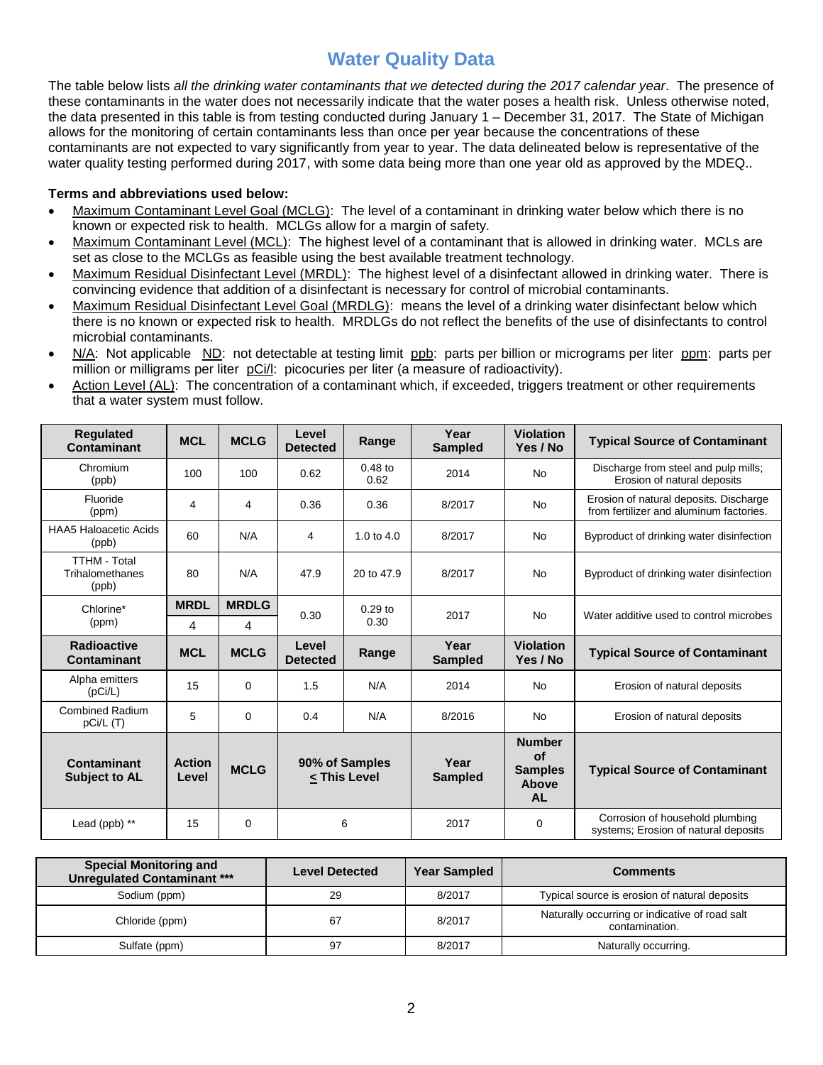# Water Quality Data

The table below lists *all the drinking water contaminants that we detected during the 2017 calendar year*. The presence of these contaminants in the water does not necessarily indicate that the water poses a health risk. Unless otherwise noted, the data presented in this table is from testing conducted during January 1 – December 31, 2017. The State of Michigan allows for the monitoring of certain contaminants less than once per year because the concentrations of these contaminants are not expected to vary significantly from year to year. The data delineated below is representative of the water quality testing performed during 2017, with some data being more than one year old as approved by the MDEQ..

**Terms and abbreviations used below:**

- Maximum Contaminant Level Goal (MCLG): The level of a contaminant in drinking water below which there is no known or expected risk to health. MCLGs allow for a margin of safety.
- Maximum Contaminant Level (MCL): The highest level of a contaminant that is allowed in drinking water. MCLs are set as close to the MCLGs as feasible using the best available treatment technology.
- Maximum Residual Disinfectant Level (MRDL): The highest level of a disinfectant allowed in drinking water. There is convincing evidence that addition of a disinfectant is necessary for control of microbial contaminants.
- Maximum Residual Disinfectant Level Goal (MRDLG): means the level of a drinking water disinfectant below which there is no known or expected risk to health. MRDLGs do not reflect the benefits of the use of disinfectants to control microbial contaminants.
- N/A: Not applicable ND: not detectable at testing limit ppb: parts per billion or micrograms per liter ppm: parts per million or milligrams per liter pCi/l: picocuries per liter (a measure of radioactivity).
- Action Level (AL): The concentration of a contaminant which, if exceeded, triggers treatment or other requirements that a water system must follow.

| Regulated Contaminant | MCL | MCLG | Level Detected | Range | Year Sampled | Violation Yes / No | Typical Source of Contaminant |
|---|---|---|---|---|---|---|---|
| Chromium (ppb) | 100 | 100 | 0.62 | 0.48 to 0.62 | 2014 | No | Discharge from steel and pulp mills; Erosion of natural deposits |
| Fluoride (ppm) | 4 | 4 | 0.36 | 0.36 | 8/2017 | No | Erosion of natural deposits. Discharge from fertilizer and aluminum factories. |
| HAA5 Haloacetic Acids (ppb) | 60 | N/A | 4 | 1.0 to 4.0 | 8/2017 | No | Byproduct of drinking water disinfection |
| TTHM - Total Trihalomethanes (ppb) | 80 | N/A | 47.9 | 20 to 47.9 | 8/2017 | No | Byproduct of drinking water disinfection |
| Chlorine* (ppm) | **MRDL** 4 | **MRDLG** 4 | 0.30 | 0.29 to 0.30 | 2017 | No | Water additive used to control microbes |
| **Radioactive Contaminant** | **MCL** | **MCLG** | **Level Detected** | **Range** | **Year Sampled** | **Violation Yes / No** | **Typical Source of Contaminant** |
| Alpha emitters (pCi/L) | 15 | 0 | 1.5 | N/A | 2014 | No | Erosion of natural deposits |
| Combined Radium pCi/L (T) | 5 | 0 | 0.4 | N/A | 8/2016 | No | Erosion of natural deposits |
| **Contaminant Subject to AL** | **Action Level** | **MCLG** | **90% of Samples ≤ This Level** | | **Year Sampled** | **Number of Samples Above AL** | **Typical Source of Contaminant** |
| Lead (ppb) ** | 15 | 0 | 6 | | 2017 | 0 | Corrosion of household plumbing systems; Erosion of natural deposits |

| Special Monitoring and Unregulated Contaminant *** | Level Detected | Year Sampled | Comments |
|---|---|---|---|
| Sodium (ppm) | 29 | 8/2017 | Typical source is erosion of natural deposits |
| Chloride (ppm) | 67 | 8/2017 | Naturally occurring or indicative of road salt contamination. |
| Sulfate (ppm) | 97 | 8/2017 | Naturally occurring. |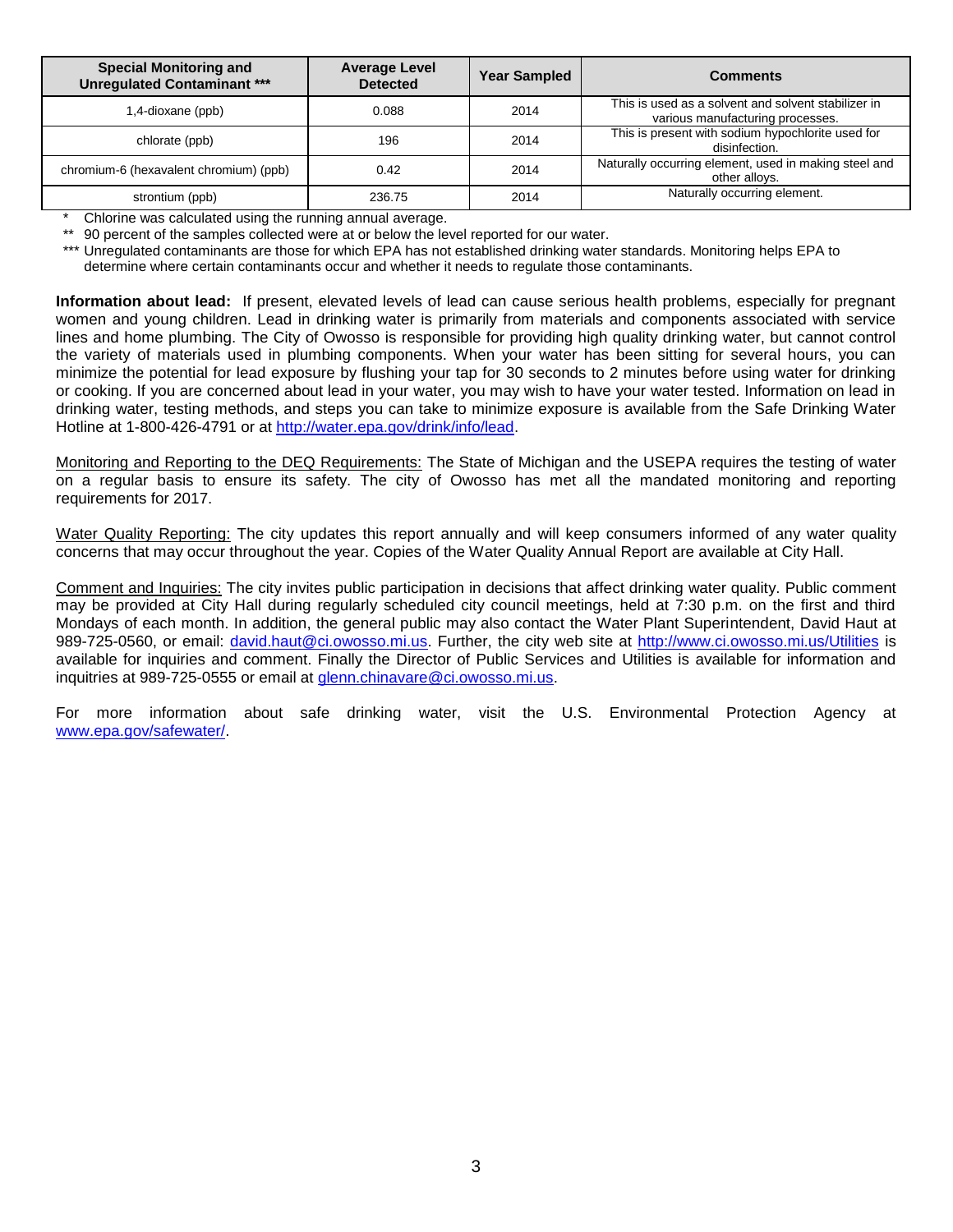| Special Monitoring and Unregulated Contaminant *** | Average Level Detected | Year Sampled | Comments |
|---|---|---|---|
| 1,4-dioxane (ppb) | 0.088 | 2014 | This is used as a solvent and solvent stabilizer in various manufacturing processes. |
| chlorate (ppb) | 196 | 2014 | This is present with sodium hypochlorite used for disinfection. |
| chromium-6 (hexavalent chromium) (ppb) | 0.42 | 2014 | Naturally occurring element, used in making steel and other alloys. |
| strontium (ppb) | 236.75 | 2014 | Naturally occurring element. |

\* Chlorine was calculated using the running annual average.

** 90 percent of the samples collected were at or below the level reported for our water.

*** Unregulated contaminants are those for which EPA has not established drinking water standards. Monitoring helps EPA to determine where certain contaminants occur and whether it needs to regulate those contaminants.

**Information about lead:** If present, elevated levels of lead can cause serious health problems, especially for pregnant women and young children. Lead in drinking water is primarily from materials and components associated with service lines and home plumbing. The City of Owosso is responsible for providing high quality drinking water, but cannot control the variety of materials used in plumbing components. When your water has been sitting for several hours, you can minimize the potential for lead exposure by flushing your tap for 30 seconds to 2 minutes before using water for drinking or cooking. If you are concerned about lead in your water, you may wish to have your water tested. Information on lead in drinking water, testing methods, and steps you can take to minimize exposure is available from the Safe Drinking Water Hotline at 1-800-426-4791 or at http://water.epa.gov/drink/info/lead.

Monitoring and Reporting to the DEQ Requirements: The State of Michigan and the USEPA requires the testing of water on a regular basis to ensure its safety. The city of Owosso has met all the mandated monitoring and reporting requirements for 2017.

Water Quality Reporting: The city updates this report annually and will keep consumers informed of any water quality concerns that may occur throughout the year. Copies of the Water Quality Annual Report are available at City Hall.

Comment and Inquiries: The city invites public participation in decisions that affect drinking water quality. Public comment may be provided at City Hall during regularly scheduled city council meetings, held at 7:30 p.m. on the first and third Mondays of each month. In addition, the general public may also contact the Water Plant Superintendent, David Haut at 989-725-0560, or email: david.haut@ci.owosso.mi.us. Further, the city web site at http://www.ci.owosso.mi.us/Utilities is available for inquiries and comment. Finally the Director of Public Services and Utilities is available for information and inquitries at 989-725-0555 or email at glenn.chinavare@ci.owosso.mi.us.

For more information about safe drinking water, visit the U.S. Environmental Protection Agency at www.epa.gov/safewater/.